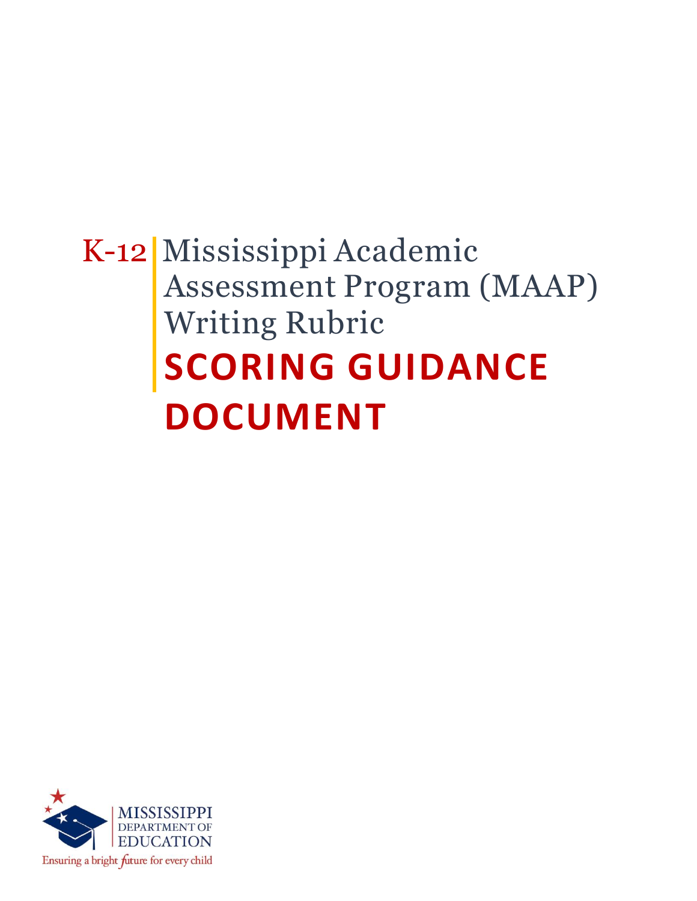# K-12 Mississippi Academic Assessment Program (MAAP) Writing Rubric

# SCORING GUIDANCE DOCUMENT

MISSISSIPPI DEPARTMENT OF EDUCATION

Ensuring a bright future for every child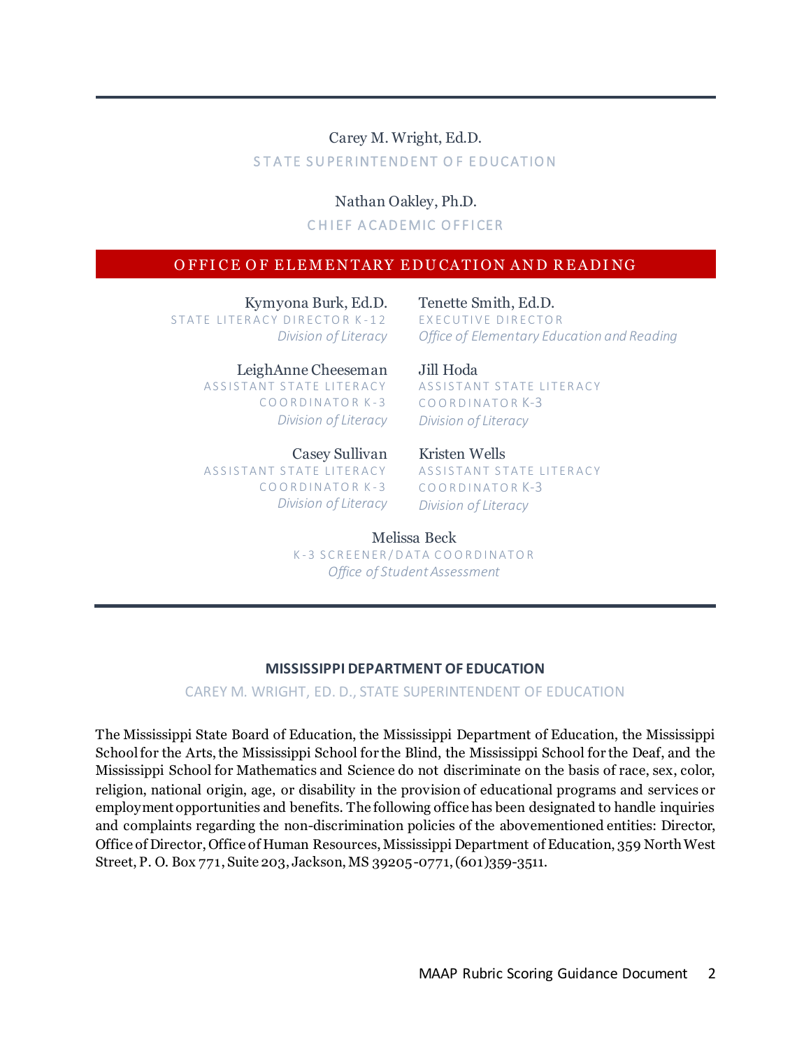Carey M. Wright, Ed.D.
STATE SUPERINTENDENT OF EDUCATION

Nathan Oakley, Ph.D.
CHIEF ACADEMIC OFFICER

## OFFICE OF ELEMENTARY EDUCATION AND READING

Kymyona Burk, Ed.D.
STATE LITERACY DIRECTOR K-12
*Division of Literacy*

Tenette Smith, Ed.D.
EXECUTIVE DIRECTOR
*Office of Elementary Education and Reading*

LeighAnne Cheeseman
ASSISTANT STATE LITERACY COORDINATOR K-3
*Division of Literacy*

Jill Hoda
ASSISTANT STATE LITERACY COORDINATOR K-3
*Division of Literacy*

Casey Sullivan
ASSISTANT STATE LITERACY COORDINATOR K-3
*Division of Literacy*

Kristen Wells
ASSISTANT STATE LITERACY COORDINATOR K-3
*Division of Literacy*

Melissa Beck
K-3 SCREENER/DATA COORDINATOR
*Office of Student Assessment*

**MISSISSIPPI DEPARTMENT OF EDUCATION**

CAREY M. WRIGHT, ED. D., STATE SUPERINTENDENT OF EDUCATION

The Mississippi State Board of Education, the Mississippi Department of Education, the Mississippi School for the Arts, the Mississippi School for the Blind, the Mississippi School for the Deaf, and the Mississippi School for Mathematics and Science do not discriminate on the basis of race, sex, color, religion, national origin, age, or disability in the provision of educational programs and services or employment opportunities and benefits. The following office has been designated to handle inquiries and complaints regarding the non-discrimination policies of the abovementioned entities: Director, Office of Director, Office of Human Resources, Mississippi Department of Education, 359 North West Street, P. O. Box 771, Suite 203, Jackson, MS 39205-0771, (601)359-3511.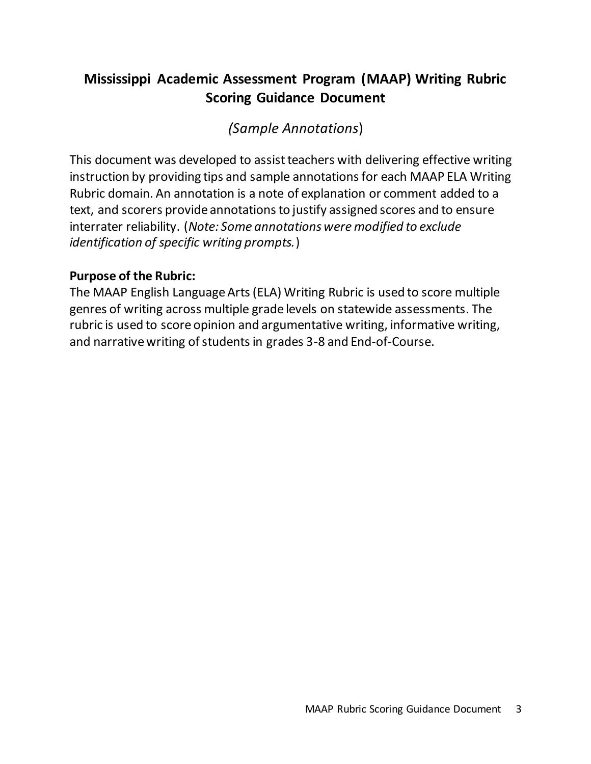# Mississippi Academic Assessment Program (MAAP) Writing Rubric Scoring Guidance Document

*(Sample Annotations)*

This document was developed to assist teachers with delivering effective writing instruction by providing tips and sample annotations for each MAAP ELA Writing Rubric domain. An annotation is a note of explanation or comment added to a text, and scorers provide annotations to justify assigned scores and to ensure interrater reliability. (*Note: Some annotations were modified to exclude identification of specific writing prompts.*)

**Purpose of the Rubric:**

The MAAP English Language Arts (ELA) Writing Rubric is used to score multiple genres of writing across multiple grade levels on statewide assessments. The rubric is used to score opinion and argumentative writing, informative writing, and narrative writing of students in grades 3-8 and End-of-Course.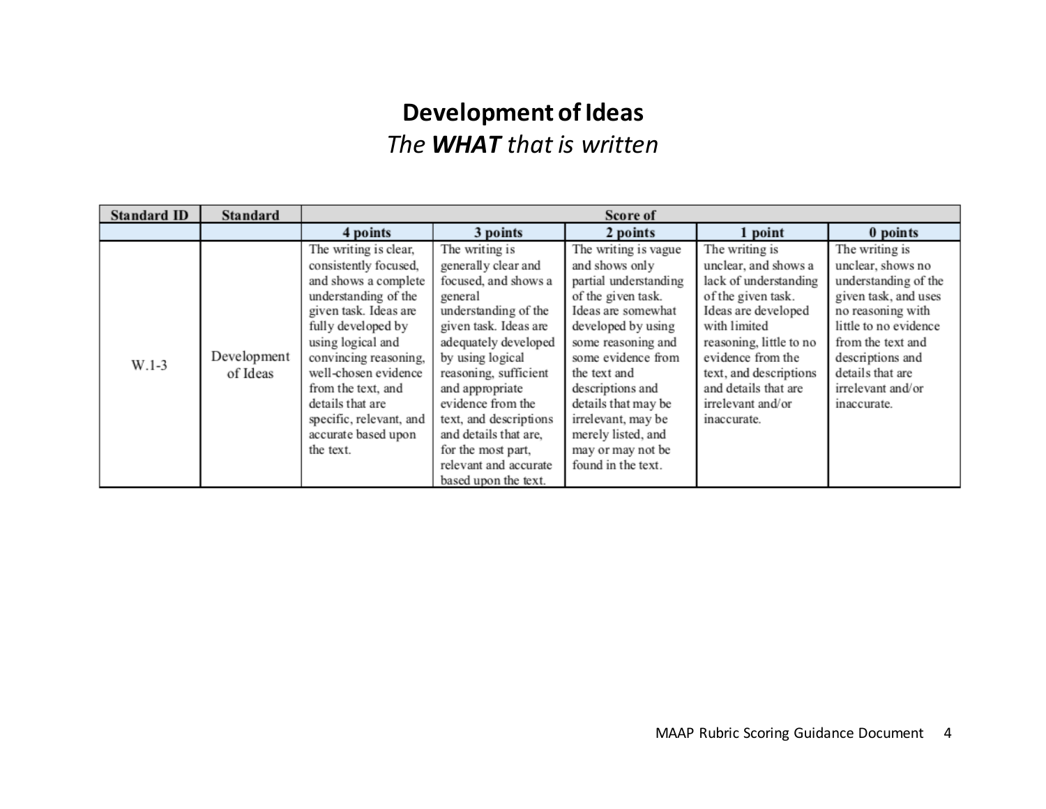# Development of Ideas

*The **WHAT** that is written*

| Standard ID | Standard | Score of | | | | |
|---|---|---|---|---|---|---|
| | | 4 points | 3 points | 2 points | 1 point | 0 points |
| W.1-3 | Development of Ideas | The writing is clear, consistently focused, and shows a complete understanding of the given task. Ideas are fully developed by using logical and convincing reasoning, well-chosen evidence from the text, and details that are specific, relevant, and accurate based upon the text. | The writing is generally clear and focused, and shows a general understanding of the given task. Ideas are adequately developed by using logical reasoning, sufficient and appropriate evidence from the text, and descriptions and details that are, for the most part, relevant and accurate based upon the text. | The writing is vague and shows only partial understanding of the given task. Ideas are somewhat developed by using some reasoning and some evidence from the text and descriptions and details that may be irrelevant, may be merely listed, and may or may not be found in the text. | The writing is unclear, and shows a lack of understanding of the given task. Ideas are developed with limited reasoning, little to no evidence from the text, and descriptions and details that are irrelevant and/or inaccurate. | The writing is unclear, shows no understanding of the given task, and uses no reasoning with little to no evidence from the text and descriptions and details that are irrelevant and/or inaccurate. |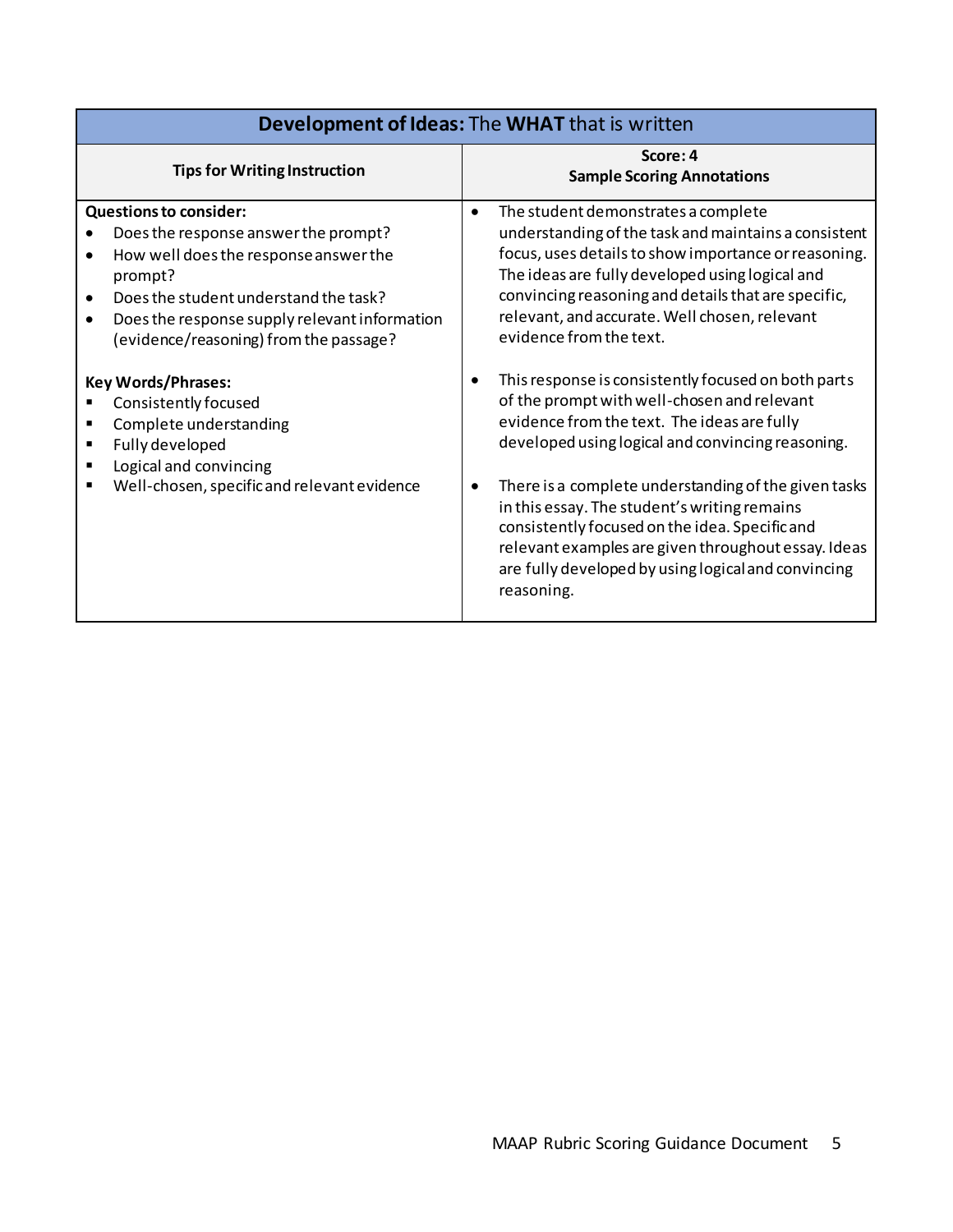| **Development of Ideas:** The **WHAT** that is written | |
|---|---|
| **Tips for Writing Instruction** | **Score: 4**<br>**Sample Scoring Annotations** |
| **Questions to consider:**<br>• Does the response answer the prompt?<br>• How well does the response answer the prompt?<br>• Does the student understand the task?<br>• Does the response supply relevant information (evidence/reasoning) from the passage?<br><br>**Key Words/Phrases:**<br>▪ Consistently focused<br>▪ Complete understanding<br>▪ Fully developed<br>▪ Logical and convincing<br>▪ Well-chosen, specific and relevant evidence | • The student demonstrates a complete understanding of the task and maintains a consistent focus, uses details to show importance or reasoning. The ideas are fully developed using logical and convincing reasoning and details that are specific, relevant, and accurate. Well chosen, relevant evidence from the text.<br><br>• This response is consistently focused on both parts of the prompt with well-chosen and relevant evidence from the text. The ideas are fully developed using logical and convincing reasoning.<br><br>• There is a complete understanding of the given tasks in this essay. The student's writing remains consistently focused on the idea. Specific and relevant examples are given throughout essay. Ideas are fully developed by using logical and convincing reasoning. |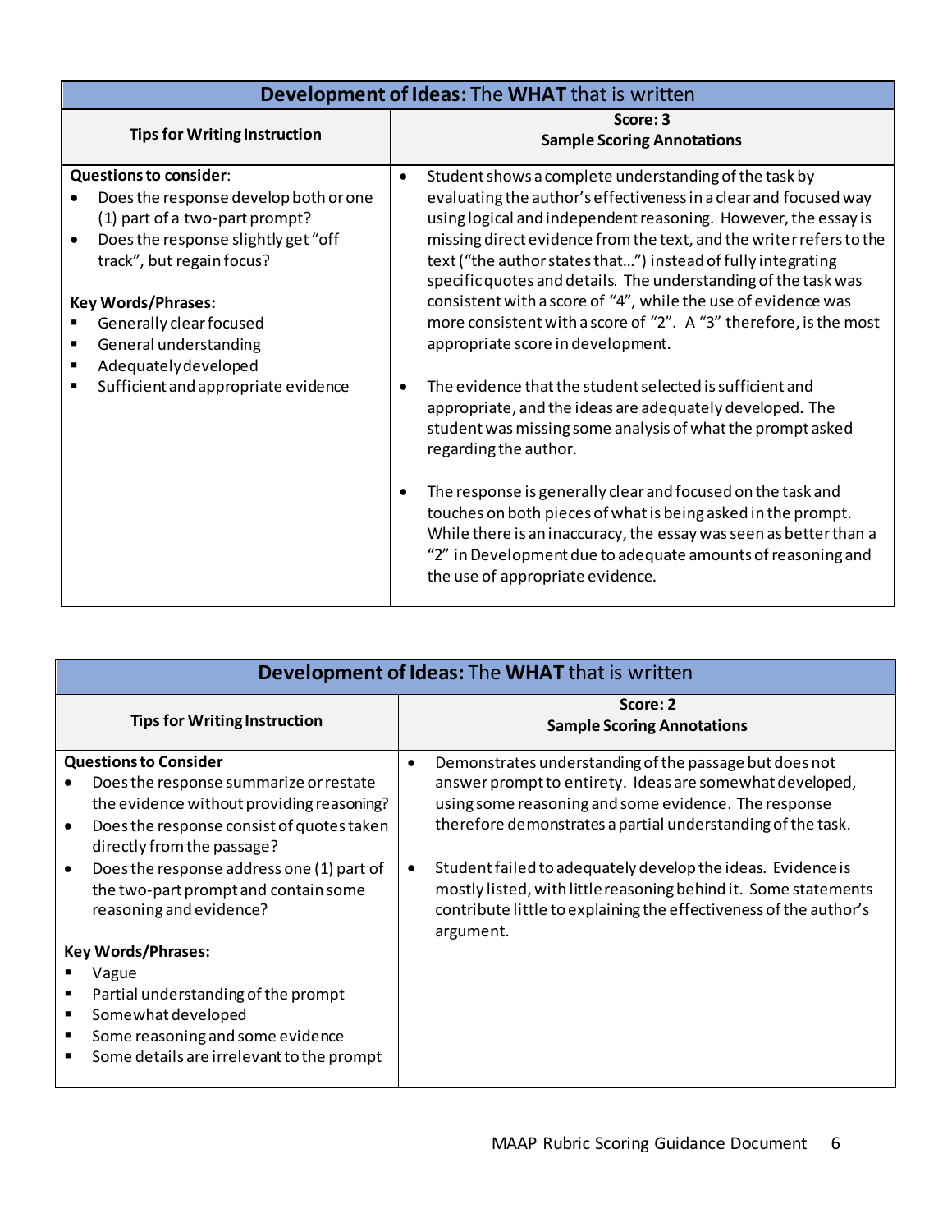| **Development of Ideas:** The **WHAT** that is written | |
|---|---|
| **Tips for Writing Instruction** | **Score: 3**<br>**Sample Scoring Annotations** |
| **Questions to consider**:<br>• Does the response develop both or one (1) part of a two-part prompt?<br>• Does the response slightly get "off track", but regain focus?<br><br>**Key Words/Phrases:**<br>▪ Generally clear focused<br>▪ General understanding<br>▪ Adequately developed<br>▪ Sufficient and appropriate evidence | • Student shows a complete understanding of the task by evaluating the author's effectiveness in a clear and focused way using logical and independent reasoning. However, the essay is missing direct evidence from the text, and the writer refers to the text ("the author states that…") instead of fully integrating specific quotes and details. The understanding of the task was consistent with a score of "4", while the use of evidence was more consistent with a score of "2". A "3" therefore, is the most appropriate score in development.<br><br>• The evidence that the student selected is sufficient and appropriate, and the ideas are adequately developed. The student was missing some analysis of what the prompt asked regarding the author.<br><br>• The response is generally clear and focused on the task and touches on both pieces of what is being asked in the prompt. While there is an inaccuracy, the essay was seen as better than a "2" in Development due to adequate amounts of reasoning and the use of appropriate evidence. |

| **Development of Ideas:** The **WHAT** that is written | |
|---|---|
| **Tips for Writing Instruction** | **Score: 2**<br>**Sample Scoring Annotations** |
| **Questions to Consider**<br>• Does the response summarize or restate the evidence without providing reasoning?<br>• Does the response consist of quotes taken directly from the passage?<br>• Does the response address one (1) part of the two-part prompt and contain some reasoning and evidence?<br><br>**Key Words/Phrases:**<br>▪ Vague<br>▪ Partial understanding of the prompt<br>▪ Somewhat developed<br>▪ Some reasoning and some evidence<br>▪ Some details are irrelevant to the prompt | • Demonstrates understanding of the passage but does not answer prompt to entirety. Ideas are somewhat developed, using some reasoning and some evidence. The response therefore demonstrates a partial understanding of the task.<br><br>• Student failed to adequately develop the ideas. Evidence is mostly listed, with little reasoning behind it. Some statements contribute little to explaining the effectiveness of the author's argument. |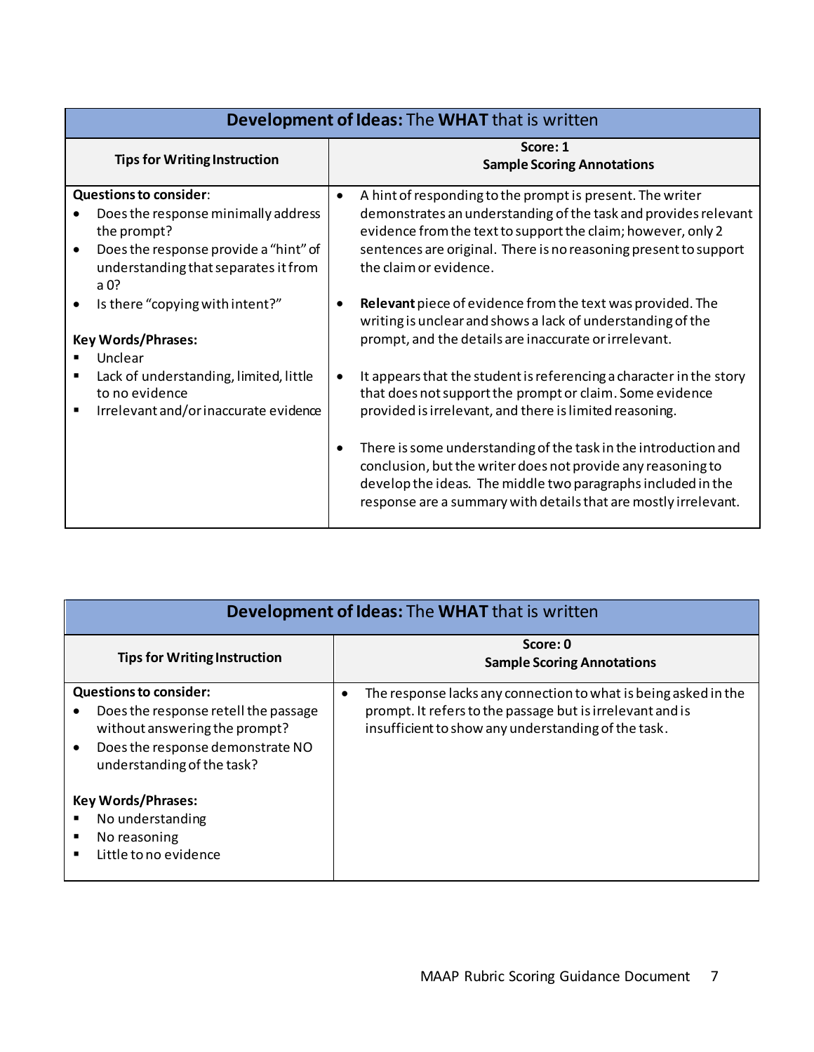| **Development of Ideas:** The **WHAT** that is written | |
|---|---|
| **Tips for Writing Instruction** | **Score: 1**<br>**Sample Scoring Annotations** |
| **Questions to consider**:<br>• Does the response minimally address the prompt?<br>• Does the response provide a "hint" of understanding that separates it from a 0?<br>• Is there "copying with intent?"<br><br>**Key Words/Phrases:**<br>▪ Unclear<br>▪ Lack of understanding, limited, little to no evidence<br>▪ Irrelevant and/or inaccurate evidence | • A hint of responding to the prompt is present. The writer demonstrates an understanding of the task and provides relevant evidence from the text to support the claim; however, only 2 sentences are original. There is no reasoning present to support the claim or evidence.<br><br>• **Relevant** piece of evidence from the text was provided. The writing is unclear and shows a lack of understanding of the prompt, and the details are inaccurate or irrelevant.<br><br>• It appears that the student is referencing a character in the story that does not support the prompt or claim. Some evidence provided is irrelevant, and there is limited reasoning.<br><br>• There is some understanding of the task in the introduction and conclusion, but the writer does not provide any reasoning to develop the ideas. The middle two paragraphs included in the response are a summary with details that are mostly irrelevant. |

| **Development of Ideas:** The **WHAT** that is written | |
|---|---|
| **Tips for Writing Instruction** | **Score: 0**<br>**Sample Scoring Annotations** |
| **Questions to consider:**<br>• Does the response retell the passage without answering the prompt?<br>• Does the response demonstrate NO understanding of the task?<br><br>**Key Words/Phrases:**<br>▪ No understanding<br>▪ No reasoning<br>▪ Little to no evidence | • The response lacks any connection to what is being asked in the prompt. It refers to the passage but is irrelevant and is insufficient to show any understanding of the task. |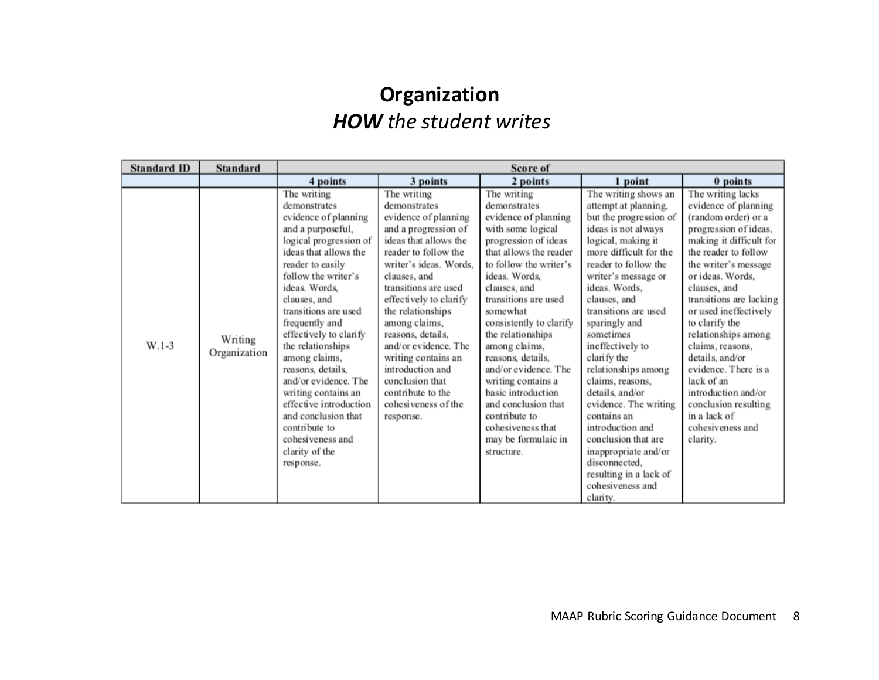# Organization

*__HOW__ the student writes*

| Standard ID | Standard | Score of | | | | |
|---|---|---|---|---|---|---|
| | | 4 points | 3 points | 2 points | 1 point | 0 points |
| W.1-3 | Writing Organization | The writing demonstrates evidence of planning and a purposeful, logical progression of ideas that allows the reader to easily follow the writer's ideas. Words, clauses, and transitions are used frequently and effectively to clarify the relationships among claims, reasons, details, and/or evidence. The writing contains an effective introduction and conclusion that contribute to cohesiveness and clarity of the response. | The writing demonstrates evidence of planning and a progression of ideas that allows the reader to follow the writer's ideas. Words, clauses, and transitions are used effectively to clarify the relationships among claims, reasons, details, and/or evidence. The writing contains an introduction and conclusion that contribute to the cohesiveness of the response. | The writing demonstrates evidence of planning with some logical progression of ideas that allows the reader to follow the writer's ideas. Words, clauses, and transitions are used somewhat consistently to clarify the relationships among claims, reasons, details, and/or evidence. The writing contains a basic introduction and conclusion that contribute to cohesiveness that may be formulaic in structure. | The writing shows an attempt at planning, but the progression of ideas is not always logical, making it more difficult for the reader to follow the writer's message or ideas. Words, clauses, and transitions are used sparingly and sometimes ineffectively to clarify the relationships among claims, reasons, details, and/or evidence. The writing contains an introduction and conclusion that are inappropriate and/or disconnected, resulting in a lack of cohesiveness and clarity. | The writing lacks evidence of planning (random order) or a progression of ideas, making it difficult for the reader to follow the writer's message or ideas. Words, clauses, and transitions are lacking or used ineffectively to clarify the relationships among claims, reasons, details, and/or evidence. There is a lack of an introduction and/or conclusion resulting in a lack of cohesiveness and clarity. |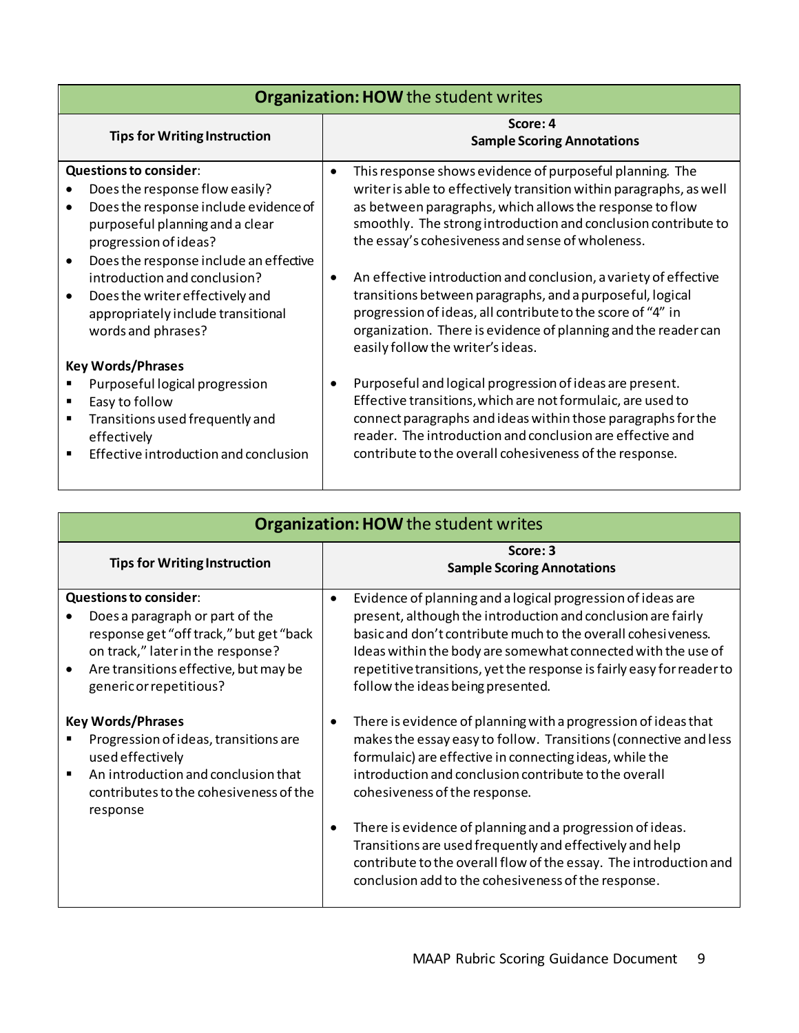| **Organization: HOW the student writes** | |
|---|---|
| **Tips for Writing Instruction** | **Score: 4**<br>**Sample Scoring Annotations** |
| **Questions to consider**:<br>• Does the response flow easily?<br>• Does the response include evidence of purposeful planning and a clear progression of ideas?<br>• Does the response include an effective introduction and conclusion?<br>• Does the writer effectively and appropriately include transitional words and phrases?<br><br>**Key Words/Phrases**<br>▪ Purposeful logical progression<br>▪ Easy to follow<br>▪ Transitions used frequently and effectively<br>▪ Effective introduction and conclusion | • This response shows evidence of purposeful planning. The writer is able to effectively transition within paragraphs, as well as between paragraphs, which allows the response to flow smoothly. The strong introduction and conclusion contribute to the essay's cohesiveness and sense of wholeness.<br><br>• An effective introduction and conclusion, a variety of effective transitions between paragraphs, and a purposeful, logical progression of ideas, all contribute to the score of "4" in organization. There is evidence of planning and the reader can easily follow the writer's ideas.<br><br>• Purposeful and logical progression of ideas are present. Effective transitions, which are not formulaic, are used to connect paragraphs and ideas within those paragraphs for the reader. The introduction and conclusion are effective and contribute to the overall cohesiveness of the response. |

| **Organization: HOW the student writes** | |
|---|---|
| **Tips for Writing Instruction** | **Score: 3**<br>**Sample Scoring Annotations** |
| **Questions to consider**:<br>• Does a paragraph or part of the response get "off track," but get "back on track," later in the response?<br>• Are transitions effective, but may be generic or repetitious?<br><br>**Key Words/Phrases**<br>▪ Progression of ideas, transitions are used effectively<br>▪ An introduction and conclusion that contributes to the cohesiveness of the response | • Evidence of planning and a logical progression of ideas are present, although the introduction and conclusion are fairly basic and don't contribute much to the overall cohesiveness. Ideas within the body are somewhat connected with the use of repetitive transitions, yet the response is fairly easy for reader to follow the ideas being presented.<br><br>• There is evidence of planning with a progression of ideas that makes the essay easy to follow. Transitions (connective and less formulaic) are effective in connecting ideas, while the introduction and conclusion contribute to the overall cohesiveness of the response.<br><br>• There is evidence of planning and a progression of ideas. Transitions are used frequently and effectively and help contribute to the overall flow of the essay. The introduction and conclusion add to the cohesiveness of the response. |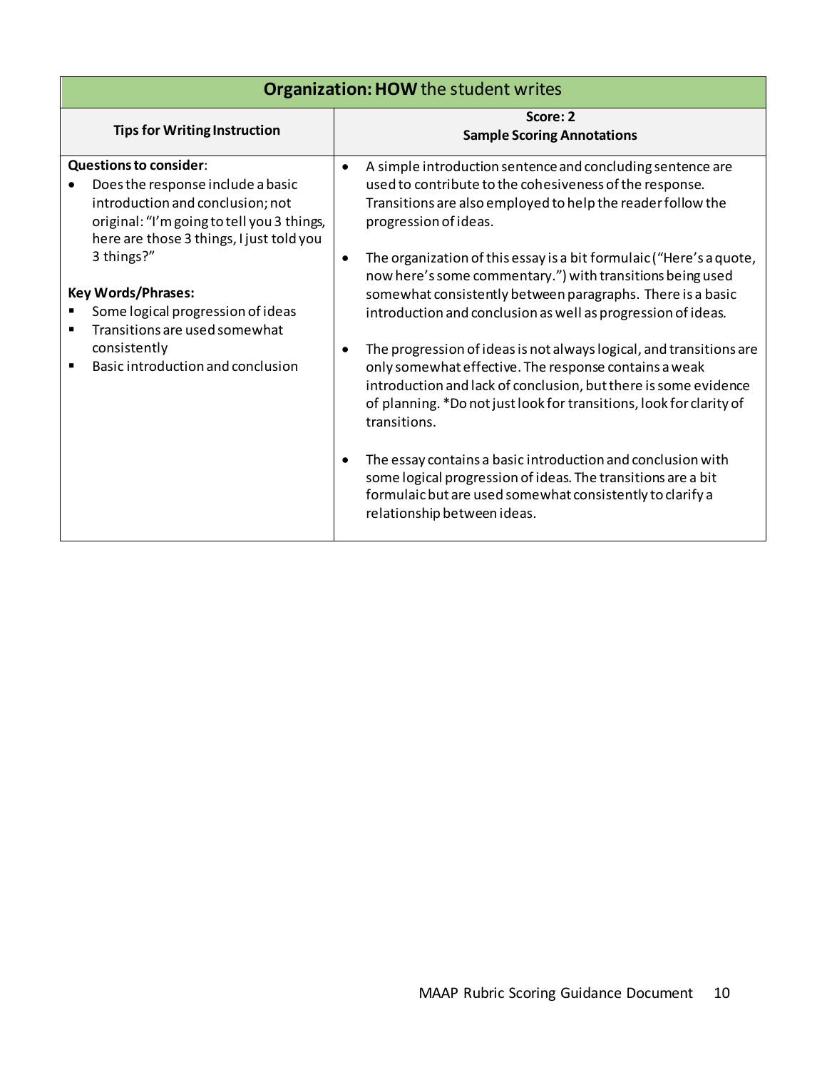| **Organization: HOW** the student writes | |
|---|---|
| **Tips for Writing Instruction** | **Score: 2**<br>**Sample Scoring Annotations** |
| **Questions to consider**:<br>• Does the response include a basic introduction and conclusion; not original: "I'm going to tell you 3 things, here are those 3 things, I just told you 3 things?"<br><br>**Key Words/Phrases:**<br>▪ Some logical progression of ideas<br>▪ Transitions are used somewhat consistently<br>▪ Basic introduction and conclusion | • A simple introduction sentence and concluding sentence are used to contribute to the cohesiveness of the response. Transitions are also employed to help the reader follow the progression of ideas.<br><br>• The organization of this essay is a bit formulaic ("Here's a quote, now here's some commentary.") with transitions being used somewhat consistently between paragraphs. There is a basic introduction and conclusion as well as progression of ideas.<br><br>• The progression of ideas is not always logical, and transitions are only somewhat effective. The response contains a weak introduction and lack of conclusion, but there is some evidence of planning. *Do not just look for transitions, look for clarity of transitions.<br><br>• The essay contains a basic introduction and conclusion with some logical progression of ideas. The transitions are a bit formulaic but are used somewhat consistently to clarify a relationship between ideas. |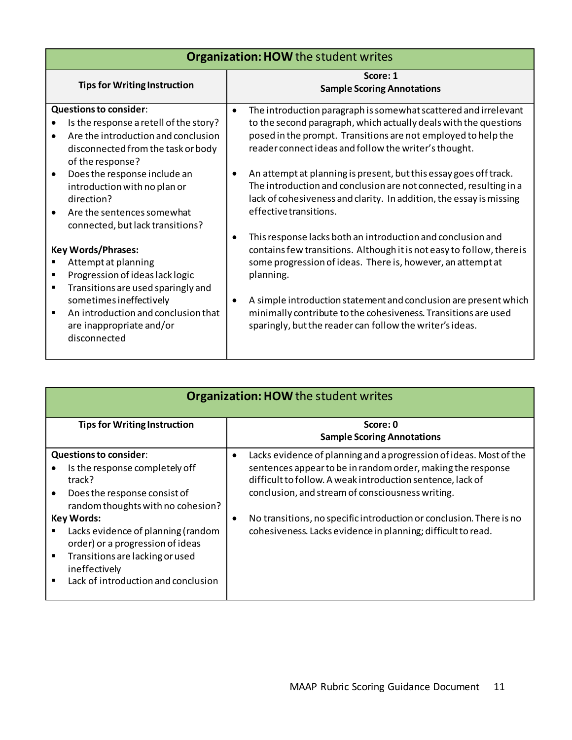| Organization: HOW the student writes | |
|---|---|
| **Tips for Writing Instruction** | **Score: 1**<br>**Sample Scoring Annotations** |
| **Questions to consider**:<br>• Is the response a retell of the story?<br>• Are the introduction and conclusion disconnected from the task or body of the response?<br>• Does the response include an introduction with no plan or direction?<br>• Are the sentences somewhat connected, but lack transitions?<br><br>**Key Words/Phrases:**<br>▪ Attempt at planning<br>▪ Progression of ideas lack logic<br>▪ Transitions are used sparingly and sometimes ineffectively<br>▪ An introduction and conclusion that are inappropriate and/or disconnected | • The introduction paragraph is somewhat scattered and irrelevant to the second paragraph, which actually deals with the questions posed in the prompt. Transitions are not employed to help the reader connect ideas and follow the writer's thought.<br><br>• An attempt at planning is present, but this essay goes off track. The introduction and conclusion are not connected, resulting in a lack of cohesiveness and clarity. In addition, the essay is missing effective transitions.<br><br>• This response lacks both an introduction and conclusion and contains few transitions. Although it is not easy to follow, there is some progression of ideas. There is, however, an attempt at planning.<br><br>• A simple introduction statement and conclusion are present which minimally contribute to the cohesiveness. Transitions are used sparingly, but the reader can follow the writer's ideas. |

| Organization: HOW the student writes | |
|---|---|
| **Tips for Writing Instruction** | **Score: 0**<br>**Sample Scoring Annotations** |
| **Questions to consider**:<br>• Is the response completely off track?<br>• Does the response consist of random thoughts with no cohesion?<br>**Key Words:**<br>▪ Lacks evidence of planning (random order) or a progression of ideas<br>▪ Transitions are lacking or used ineffectively<br>▪ Lack of introduction and conclusion | • Lacks evidence of planning and a progression of ideas. Most of the sentences appear to be in random order, making the response difficult to follow. A weak introduction sentence, lack of conclusion, and stream of consciousness writing.<br><br>• No transitions, no specific introduction or conclusion. There is no cohesiveness. Lacks evidence in planning; difficult to read. |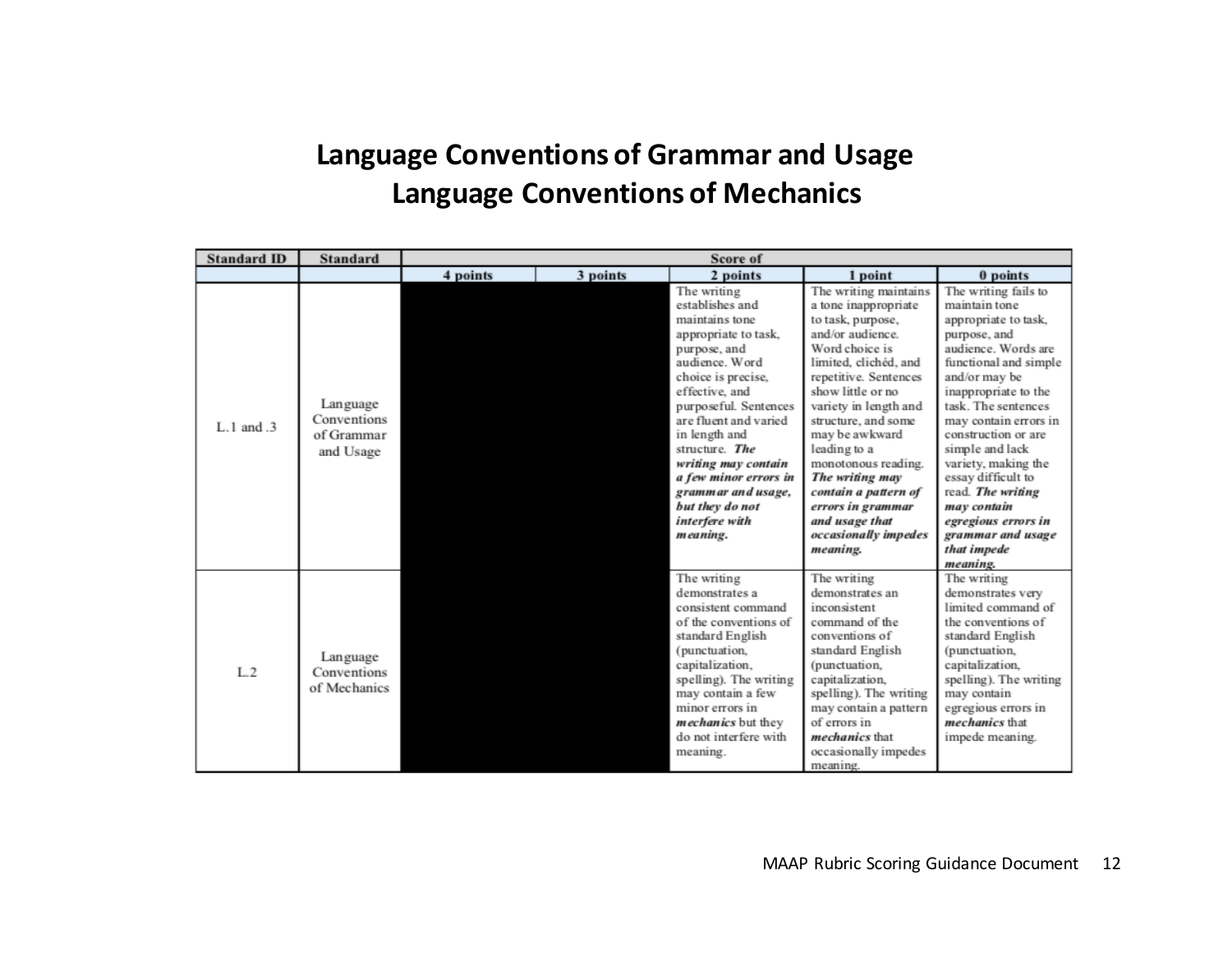# Language Conventions of Grammar and Usage
# Language Conventions of Mechanics

| Standard ID | Standard | Score of | | | | |
|---|---|---|---|---|---|---|
| | | 4 points | 3 points | 2 points | 1 point | 0 points |
| L.1 and .3 | Language Conventions of Grammar and Usage | | | The writing establishes and maintains tone appropriate to task, purpose, and audience. Word choice is precise, effective, and purposeful. Sentences are fluent and varied in length and structure. ***The writing may contain a few minor errors in grammar and usage, but they do not interfere with meaning.*** | The writing maintains a tone inappropriate to task, purpose, and/or audience. Word choice is limited, clichéd, and repetitive. Sentences show little or no variety in length and structure, and some may be awkward leading to a monotonous reading. ***The writing may contain a pattern of errors in grammar and usage that occasionally impedes meaning.*** | The writing fails to maintain tone appropriate to task, purpose, and audience. Words are functional and simple and/or may be inappropriate to the task. The sentences may contain errors in construction or are simple and lack variety, making the essay difficult to read. ***The writing may contain egregious errors in grammar and usage that impede meaning.*** |
| L.2 | Language Conventions of Mechanics | | | The writing demonstrates a consistent command of the conventions of standard English (punctuation, capitalization, spelling). The writing may contain a few minor errors in ***mechanics*** but they do not interfere with meaning. | The writing demonstrates an inconsistent command of the conventions of standard English (punctuation, capitalization, spelling). The writing may contain a pattern of errors in ***mechanics*** that occasionally impedes meaning. | The writing demonstrates very limited command of the conventions of standard English (punctuation, capitalization, spelling). The writing may contain egregious errors in ***mechanics*** that impede meaning. |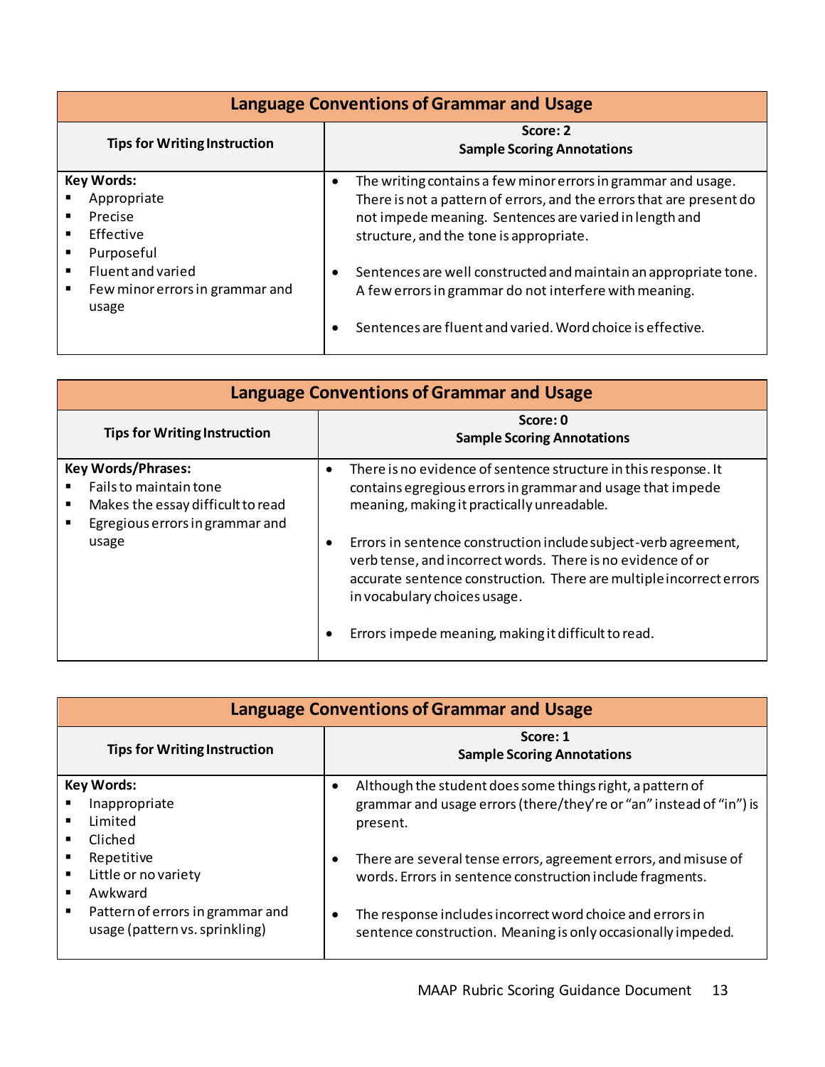| Language Conventions of Grammar and Usage | |
|---|---|
| **Tips for Writing Instruction** | **Score: 2**<br>**Sample Scoring Annotations** |
| **Key Words:**<br>▪ Appropriate<br>▪ Precise<br>▪ Effective<br>▪ Purposeful<br>▪ Fluent and varied<br>▪ Few minor errors in grammar and usage | • The writing contains a few minor errors in grammar and usage. There is not a pattern of errors, and the errors that are present do not impede meaning. Sentences are varied in length and structure, and the tone is appropriate.<br><br>• Sentences are well constructed and maintain an appropriate tone. A few errors in grammar do not interfere with meaning.<br><br>• Sentences are fluent and varied. Word choice is effective. |

| Language Conventions of Grammar and Usage | |
|---|---|
| **Tips for Writing Instruction** | **Score: 0**<br>**Sample Scoring Annotations** |
| **Key Words/Phrases:**<br>▪ Fails to maintain tone<br>▪ Makes the essay difficult to read<br>▪ Egregious errors in grammar and usage | • There is no evidence of sentence structure in this response. It contains egregious errors in grammar and usage that impede meaning, making it practically unreadable.<br><br>• Errors in sentence construction include subject-verb agreement, verb tense, and incorrect words. There is no evidence of or accurate sentence construction. There are multiple incorrect errors in vocabulary choices usage.<br><br>• Errors impede meaning, making it difficult to read. |

| Language Conventions of Grammar and Usage | |
|---|---|
| **Tips for Writing Instruction** | **Score: 1**<br>**Sample Scoring Annotations** |
| **Key Words:**<br>▪ Inappropriate<br>▪ Limited<br>▪ Cliched<br>▪ Repetitive<br>▪ Little or no variety<br>▪ Awkward<br>▪ Pattern of errors in grammar and usage (pattern vs. sprinkling) | • Although the student does some things right, a pattern of grammar and usage errors (there/they're or "an" instead of "in") is present.<br><br>• There are several tense errors, agreement errors, and misuse of words. Errors in sentence construction include fragments.<br><br>• The response includes incorrect word choice and errors in sentence construction. Meaning is only occasionally impeded. |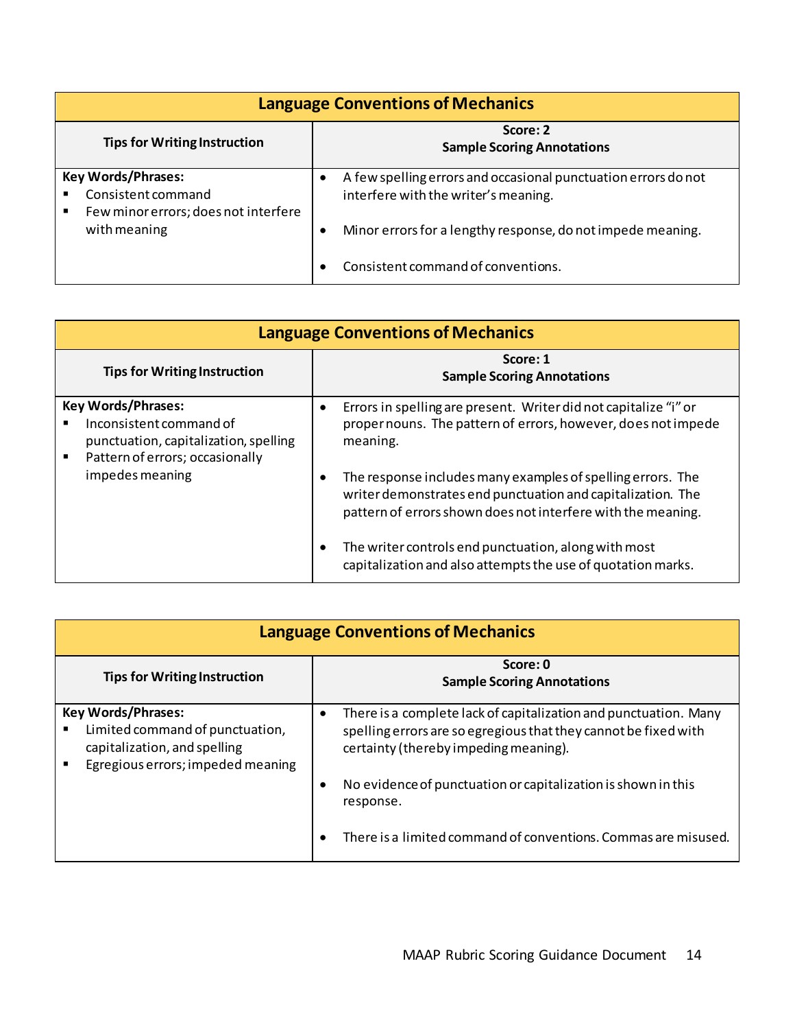| Language Conventions of Mechanics | |
|---|---|
| **Tips for Writing Instruction** | **Score: 2**<br>**Sample Scoring Annotations** |
| **Key Words/Phrases:**<br>▪ Consistent command<br>▪ Few minor errors; does not interfere with meaning | • A few spelling errors and occasional punctuation errors do not interfere with the writer's meaning.<br><br>• Minor errors for a lengthy response, do not impede meaning.<br><br>• Consistent command of conventions. |

| Language Conventions of Mechanics | |
|---|---|
| **Tips for Writing Instruction** | **Score: 1**<br>**Sample Scoring Annotations** |
| **Key Words/Phrases:**<br>▪ Inconsistent command of punctuation, capitalization, spelling<br>▪ Pattern of errors; occasionally impedes meaning | • Errors in spelling are present. Writer did not capitalize "i" or proper nouns. The pattern of errors, however, does not impede meaning.<br><br>• The response includes many examples of spelling errors. The writer demonstrates end punctuation and capitalization. The pattern of errors shown does not interfere with the meaning.<br><br>• The writer controls end punctuation, along with most capitalization and also attempts the use of quotation marks. |

| Language Conventions of Mechanics | |
|---|---|
| **Tips for Writing Instruction** | **Score: 0**<br>**Sample Scoring Annotations** |
| **Key Words/Phrases:**<br>▪ Limited command of punctuation, capitalization, and spelling<br>▪ Egregious errors; impeded meaning | • There is a complete lack of capitalization and punctuation. Many spelling errors are so egregious that they cannot be fixed with certainty (thereby impeding meaning).<br><br>• No evidence of punctuation or capitalization is shown in this response.<br><br>• There is a limited command of conventions. Commas are misused. |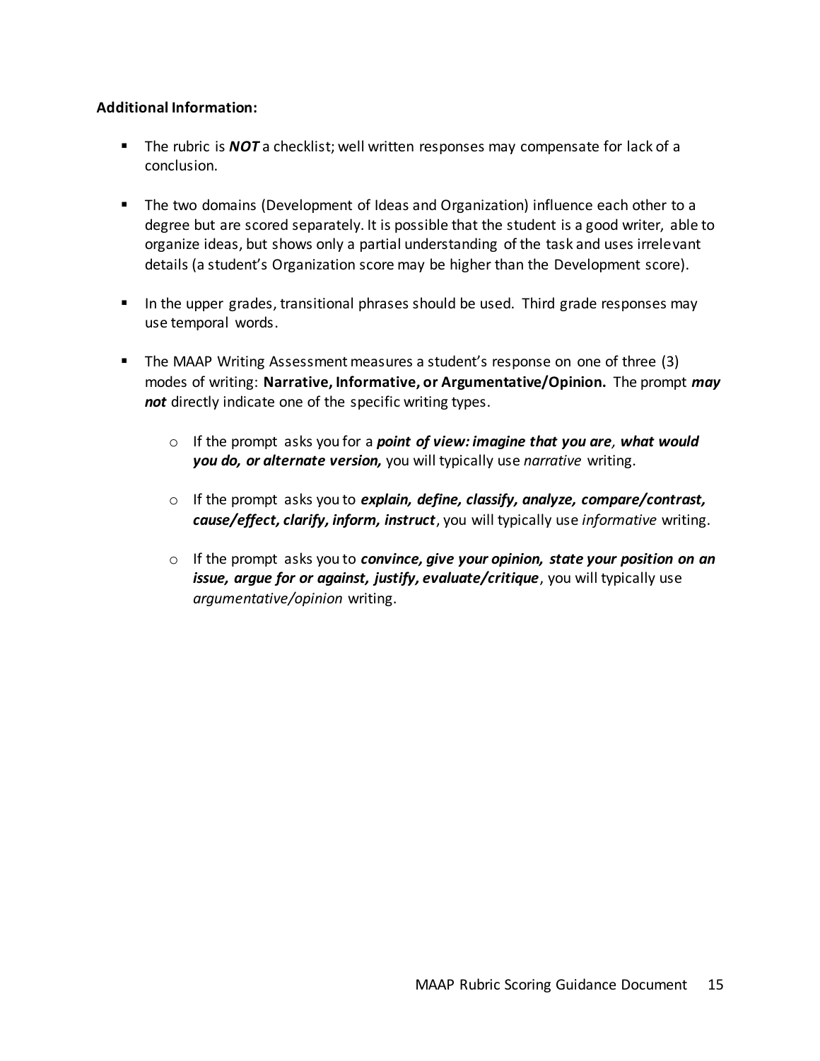**Additional Information:**

- The rubric is ***NOT*** a checklist; well written responses may compensate for lack of a conclusion.

- The two domains (Development of Ideas and Organization) influence each other to a degree but are scored separately. It is possible that the student is a good writer, able to organize ideas, but shows only a partial understanding of the task and uses irrelevant details (a student's Organization score may be higher than the Development score).

- In the upper grades, transitional phrases should be used. Third grade responses may use temporal words.

- The MAAP Writing Assessment measures a student's response on one of three (3) modes of writing: **Narrative, Informative, or Argumentative/Opinion.** The prompt ***may not*** directly indicate one of the specific writing types.

    - If the prompt asks you for a ***point of view: imagine that you are, what would you do, or alternate version,*** you will typically use *narrative* writing.

    - If the prompt asks you to ***explain, define, classify, analyze, compare/contrast, cause/effect, clarify, inform, instruct***, you will typically use *informative* writing.

    - If the prompt asks you to ***convince, give your opinion, state your position on an issue, argue for or against, justify, evaluate/critique***, you will typically use *argumentative/opinion* writing.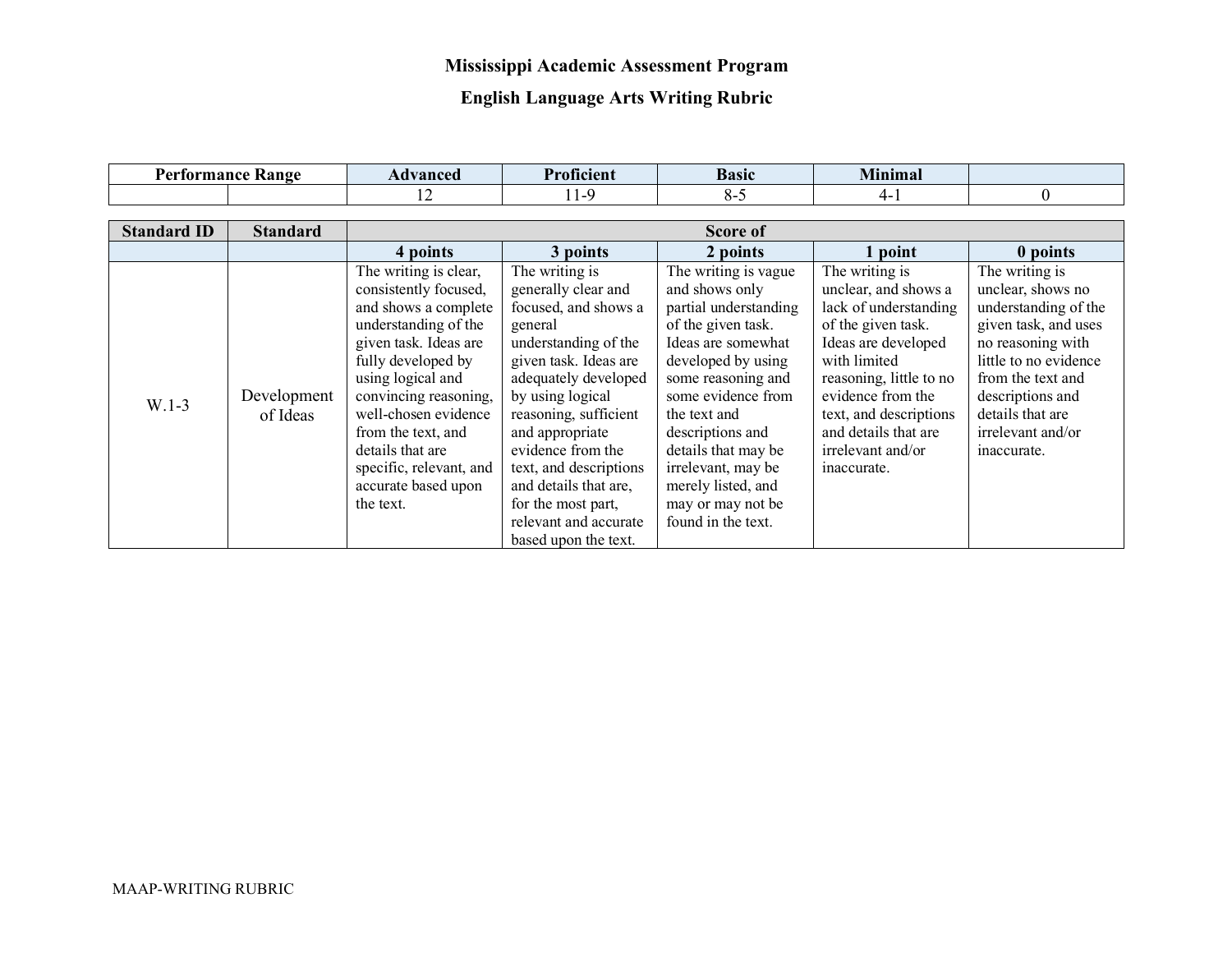# Mississippi Academic Assessment Program

## English Language Arts Writing Rubric

| Performance Range | | Advanced | Proficient | Basic | Minimal | |
|---|---|---|---|---|---|---|
| | | 12 | 11-9 | 8-5 | 4-1 | 0 |

| Standard ID | Standard | Score of | | | | |
|---|---|---|---|---|---|---|
| | | 4 points | 3 points | 2 points | 1 point | 0 points |
| W.1-3 | Development of Ideas | The writing is clear, consistently focused, and shows a complete understanding of the given task. Ideas are fully developed by using logical and convincing reasoning, well-chosen evidence from the text, and details that are specific, relevant, and accurate based upon the text. | The writing is generally clear and focused, and shows a general understanding of the given task. Ideas are adequately developed by using logical reasoning, sufficient and appropriate evidence from the text, and descriptions and details that are, for the most part, relevant and accurate based upon the text. | The writing is vague and shows only partial understanding of the given task. Ideas are somewhat developed by using some reasoning and some evidence from the text and descriptions and details that may be irrelevant, may be merely listed, and may or may not be found in the text. | The writing is unclear, and shows a lack of understanding of the given task. Ideas are developed with limited reasoning, little to no evidence from the text, and descriptions and details that are irrelevant and/or inaccurate. | The writing is unclear, shows no understanding of the given task, and uses no reasoning with little to no evidence from the text and descriptions and details that are irrelevant and/or inaccurate. |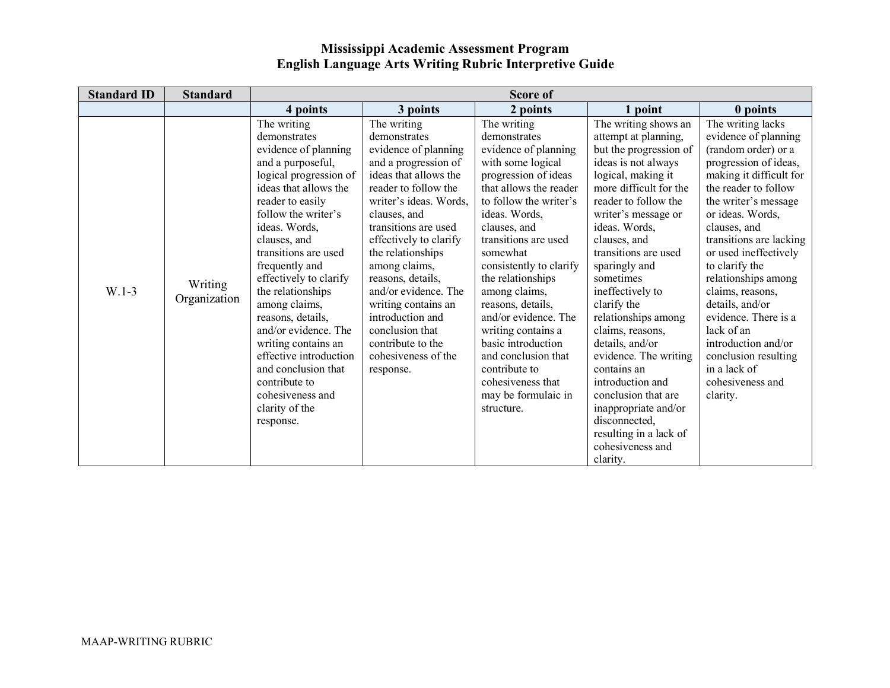# Mississippi Academic Assessment Program
## English Language Arts Writing Rubric Interpretive Guide

| Standard ID | Standard | Score of | | | | |
|---|---|---|---|---|---|---|
| | | 4 points | 3 points | 2 points | 1 point | 0 points |
| W.1-3 | Writing Organization | The writing demonstrates evidence of planning and a purposeful, logical progression of ideas that allows the reader to easily follow the writer's ideas. Words, clauses, and transitions are used frequently and effectively to clarify the relationships among claims, reasons, details, and/or evidence. The writing contains an effective introduction and conclusion that contribute to cohesiveness and clarity of the response. | The writing demonstrates evidence of planning and a progression of ideas that allows the reader to follow the writer's ideas. Words, clauses, and transitions are used effectively to clarify the relationships among claims, reasons, details, and/or evidence. The writing contains an introduction and conclusion that contribute to the cohesiveness of the response. | The writing demonstrates evidence of planning with some logical progression of ideas that allows the reader to follow the writer's ideas. Words, clauses, and transitions are used somewhat consistently to clarify the relationships among claims, reasons, details, and/or evidence. The writing contains a basic introduction and conclusion that contribute to cohesiveness that may be formulaic in structure. | The writing shows an attempt at planning, but the progression of ideas is not always logical, making it more difficult for the reader to follow the writer's message or ideas. Words, clauses, and transitions are used sparingly and sometimes ineffectively to clarify the relationships among claims, reasons, details, and/or evidence. The writing contains an introduction and conclusion that are inappropriate and/or disconnected, resulting in a lack of cohesiveness and clarity. | The writing lacks evidence of planning (random order) or a progression of ideas, making it difficult for the reader to follow the writer's message or ideas. Words, clauses, and transitions are lacking or used ineffectively to clarify the relationships among claims, reasons, details, and/or evidence. There is a lack of an introduction and/or conclusion resulting in a lack of cohesiveness and clarity. |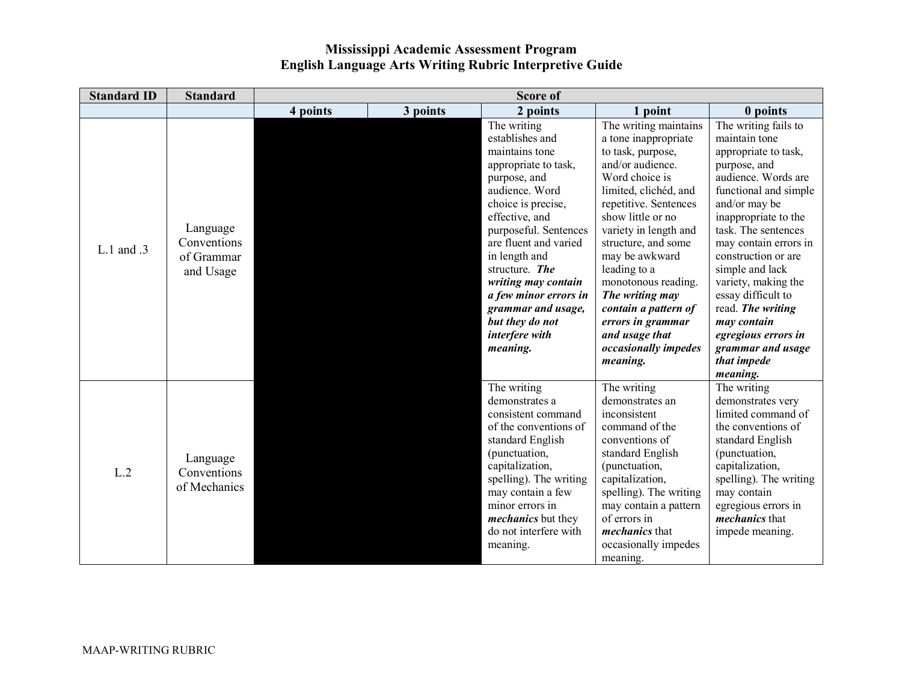# Mississippi Academic Assessment Program
## English Language Arts Writing Rubric Interpretive Guide

| Standard ID | Standard | Score of | | | | |
|---|---|---|---|---|---|---|
| | | 4 points | 3 points | 2 points | 1 point | 0 points |
| L.1 and .3 | Language Conventions of Grammar and Usage | | | The writing establishes and maintains tone appropriate to task, purpose, and audience. Word choice is precise, effective, and purposeful. Sentences are fluent and varied in length and structure. ***The writing may contain a few minor errors in grammar and usage, but they do not interfere with meaning.*** | The writing maintains a tone inappropriate to task, purpose, and/or audience. Word choice is limited, clichéd, and repetitive. Sentences show little or no variety in length and structure, and some may be awkward leading to a monotonous reading. ***The writing may contain a pattern of errors in grammar and usage that occasionally impedes meaning.*** | The writing fails to maintain tone appropriate to task, purpose, and audience. Words are functional and simple and/or may be inappropriate to the task. The sentences may contain errors in construction or are simple and lack variety, making the essay difficult to read. ***The writing may contain egregious errors in grammar and usage that impede meaning.*** |
| L.2 | Language Conventions of Mechanics | | | The writing demonstrates a consistent command of the conventions of standard English (punctuation, capitalization, spelling). The writing may contain a few minor errors in ***mechanics*** but they do not interfere with meaning. | The writing demonstrates an inconsistent command of the conventions of standard English (punctuation, capitalization, spelling). The writing may contain a pattern of errors in ***mechanics*** that occasionally impedes meaning. | The writing demonstrates very limited command of the conventions of standard English (punctuation, capitalization, spelling). The writing may contain egregious errors in ***mechanics*** that impede meaning. |